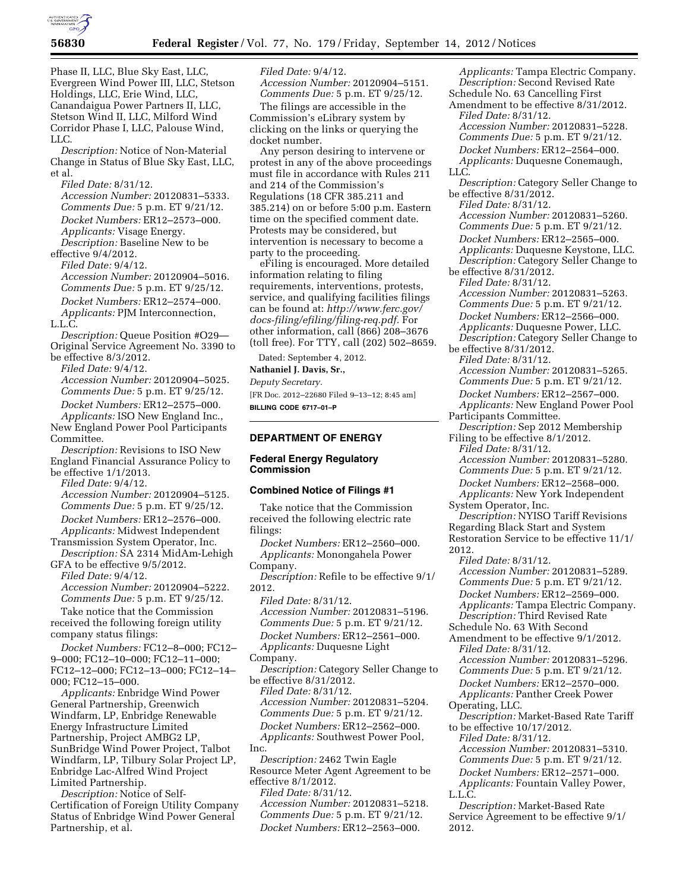Phase II, LLC, Blue Sky East, LLC, Evergreen Wind Power III, LLC, Stetson Holdings, LLC, Erie Wind, LLC, Canandaigua Power Partners II, LLC, Stetson Wind II, LLC, Milford Wind Corridor Phase I, LLC, Palouse Wind, LLC.

*Description:* Notice of Non-Material Change in Status of Blue Sky East, LLC, et al.

*Filed Date:* 8/31/12.

*Accession Number:* 20120831–5333.

*Comments Due:* 5 p.m. ET 9/21/12.

*Docket Numbers:* ER12–2573–000.

*Applicants:* Visage Energy.

*Description:* Baseline New to be effective 9/4/2012.

*Filed Date:* 9/4/12.

*Accession Number:* 20120904–5016.

*Comments Due:* 5 p.m. ET 9/25/12.

*Docket Numbers:* ER12–2574–000.

*Applicants:* PJM Interconnection, L.L.C.

*Description:* Queue Position #O29—Original Service Agreement No. 3390 to be effective 8/3/2012.

*Filed Date:* 9/4/12.

*Accession Number:* 20120904–5025.

*Comments Due:* 5 p.m. ET 9/25/12.

*Docket Numbers:* ER12–2575–000.

*Applicants:* ISO New England Inc., New England Power Pool Participants Committee.

*Description:* Revisions to ISO New England Financial Assurance Policy to be effective 1/1/2013.

*Filed Date:* 9/4/12.

*Accession Number:* 20120904–5125.

*Comments Due:* 5 p.m. ET 9/25/12.

*Docket Numbers:* ER12–2576–000.

*Applicants:* Midwest Independent Transmission System Operator, Inc.

*Description:* SA 2314 MidAm-Lehigh GFA to be effective 9/5/2012.

*Filed Date:* 9/4/12.

*Accession Number:* 20120904–5222.

*Comments Due:* 5 p.m. ET 9/25/12.

Take notice that the Commission received the following foreign utility company status filings:

*Docket Numbers:* FC12–8–000; FC12–9–000; FC12–10–000; FC12–11–000; FC12–12–000; FC12–13–000; FC12–14–000; FC12–15–000.

*Applicants:* Enbridge Wind Power General Partnership, Greenwich Windfarm, LP, Enbridge Renewable Energy Infrastructure Limited Partnership, Project AMBG2 LP, SunBridge Wind Power Project, Talbot Windfarm, LP, Tilbury Solar Project LP, Enbridge Lac-Alfred Wind Project Limited Partnership.

*Description:* Notice of Self-Certification of Foreign Utility Company Status of Enbridge Wind Power General Partnership, et al.

*Filed Date:* 9/4/12.

*Accession Number:* 20120904–5151.

*Comments Due:* 5 p.m. ET 9/25/12.

The filings are accessible in the Commission's eLibrary system by clicking on the links or querying the docket number.

Any person desiring to intervene or protest in any of the above proceedings must file in accordance with Rules 211 and 214 of the Commission's Regulations (18 CFR 385.211 and 385.214) on or before 5:00 p.m. Eastern time on the specified comment date. Protests may be considered, but intervention is necessary to become a party to the proceeding.

eFiling is encouraged. More detailed information relating to filing requirements, interventions, protests, service, and qualifying facilities filings can be found at: *http://www.ferc.gov/docs-filing/efiling/filing-req.pdf*. For other information, call (866) 208–3676 (toll free). For TTY, call (202) 502–8659.

Dated: September 4, 2012.

**Nathaniel J. Davis, Sr.,**

*Deputy Secretary.*

[FR Doc. 2012–22680 Filed 9–13–12; 8:45 am]

**BILLING CODE 6717–01–P**

## DEPARTMENT OF ENERGY

### Federal Energy Regulatory Commission

### Combined Notice of Filings #1

Take notice that the Commission received the following electric rate filings:

*Docket Numbers:* ER12–2560–000.

*Applicants:* Monongahela Power Company.

*Description:* Refile to be effective 9/1/2012.

*Filed Date:* 8/31/12.

*Accession Number:* 20120831–5196.

*Comments Due:* 5 p.m. ET 9/21/12.

*Docket Numbers:* ER12–2561–000.

*Applicants:* Duquesne Light Company.

*Description:* Category Seller Change to be effective 8/31/2012.

*Filed Date:* 8/31/12.

*Accession Number:* 20120831–5204.

*Comments Due:* 5 p.m. ET 9/21/12.

*Docket Numbers:* ER12–2562–000.

*Applicants:* Southwest Power Pool, Inc.

*Description:* 2462 Twin Eagle Resource Meter Agent Agreement to be effective 8/1/2012.

*Filed Date:* 8/31/12.

*Accession Number:* 20120831–5218.

*Comments Due:* 5 p.m. ET 9/21/12.

*Docket Numbers:* ER12–2563–000.

*Applicants:* Tampa Electric Company.

*Description:* Second Revised Rate Schedule No. 63 Cancelling First Amendment to be effective 8/31/2012.

*Filed Date:* 8/31/12.

*Accession Number:* 20120831–5228.

*Comments Due:* 5 p.m. ET 9/21/12.

*Docket Numbers:* ER12–2564–000.

*Applicants:* Duquesne Conemaugh, LLC.

*Description:* Category Seller Change to be effective 8/31/2012.

*Filed Date:* 8/31/12.

*Accession Number:* 20120831–5260.

*Comments Due:* 5 p.m. ET 9/21/12.

*Docket Numbers:* ER12–2565–000.

*Applicants:* Duquesne Keystone, LLC.

*Description:* Category Seller Change to be effective 8/31/2012.

*Filed Date:* 8/31/12.

*Accession Number:* 20120831–5263.

*Comments Due:* 5 p.m. ET 9/21/12.

*Docket Numbers:* ER12–2566–000.

*Applicants:* Duquesne Power, LLC.

*Description:* Category Seller Change to be effective 8/31/2012.

*Filed Date:* 8/31/12.

*Accession Number:* 20120831–5265.

*Comments Due:* 5 p.m. ET 9/21/12.

*Docket Numbers:* ER12–2567–000.

*Applicants:* New England Power Pool Participants Committee.

*Description:* Sep 2012 Membership Filing to be effective 8/1/2012.

*Filed Date:* 8/31/12.

*Accession Number:* 20120831–5280.

*Comments Due:* 5 p.m. ET 9/21/12.

*Docket Numbers:* ER12–2568–000.

*Applicants:* New York Independent System Operator, Inc.

*Description:* NYISO Tariff Revisions Regarding Black Start and System Restoration Service to be effective 11/1/2012.

*Filed Date:* 8/31/12.

*Accession Number:* 20120831–5289.

*Comments Due:* 5 p.m. ET 9/21/12.

*Docket Numbers:* ER12–2569–000.

*Applicants:* Tampa Electric Company.

*Description:* Third Revised Rate Schedule No. 63 With Second Amendment to be effective 9/1/2012.

*Filed Date:* 8/31/12.

*Accession Number:* 20120831–5296.

*Comments Due:* 5 p.m. ET 9/21/12.

*Docket Numbers:* ER12–2570–000.

*Applicants:* Panther Creek Power Operating, LLC.

*Description:* Market-Based Rate Tariff to be effective 10/17/2012.

*Filed Date:* 8/31/12.

*Accession Number:* 20120831–5310.

*Comments Due:* 5 p.m. ET 9/21/12.

*Docket Numbers:* ER12–2571–000.

*Applicants:* Fountain Valley Power, L.L.C.

*Description:* Market-Based Rate Service Agreement to be effective 9/1/2012.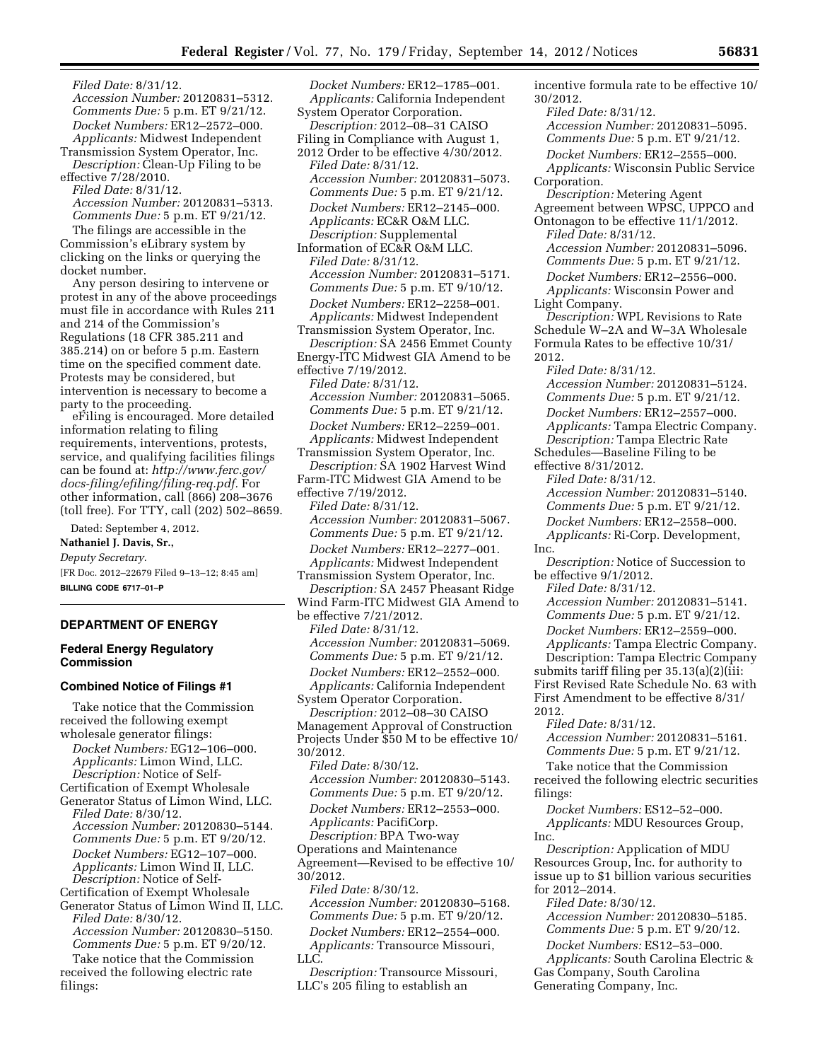*Filed Date:* 8/31/12.
*Accession Number:* 20120831–5312.
*Comments Due:* 5 p.m. ET 9/21/12.
*Docket Numbers:* ER12–2572–000.
*Applicants:* Midwest Independent Transmission System Operator, Inc.
*Description:* Clean-Up Filing to be effective 7/28/2010.
*Filed Date:* 8/31/12.
*Accession Number:* 20120831–5313.
*Comments Due:* 5 p.m. ET 9/21/12.

The filings are accessible in the Commission's eLibrary system by clicking on the links or querying the docket number.

Any person desiring to intervene or protest in any of the above proceedings must file in accordance with Rules 211 and 214 of the Commission's Regulations (18 CFR 385.211 and 385.214) on or before 5 p.m. Eastern time on the specified comment date. Protests may be considered, but intervention is necessary to become a party to the proceeding.

eFiling is encouraged. More detailed information relating to filing requirements, interventions, protests, service, and qualifying facilities filings can be found at: *http://www.ferc.gov/docs-filing/efiling/filing-req.pdf.* For other information, call (866) 208–3676 (toll free). For TTY, call (202) 502–8659.

Dated: September 4, 2012.

**Nathaniel J. Davis, Sr.,**
*Deputy Secretary.*

[FR Doc. 2012–22679 Filed 9–13–12; 8:45 am]

**BILLING CODE 6717–01–P**

## DEPARTMENT OF ENERGY

### Federal Energy Regulatory Commission

### Combined Notice of Filings #1

Take notice that the Commission received the following exempt wholesale generator filings:

*Docket Numbers:* EG12–106–000.
*Applicants:* Limon Wind, LLC.
*Description:* Notice of Self-Certification of Exempt Wholesale Generator Status of Limon Wind, LLC.
*Filed Date:* 8/30/12.
*Accession Number:* 20120830–5144.
*Comments Due:* 5 p.m. ET 9/20/12.

*Docket Numbers:* EG12–107–000.
*Applicants:* Limon Wind II, LLC.
*Description:* Notice of Self-Certification of Exempt Wholesale Generator Status of Limon Wind II, LLC.
*Filed Date:* 8/30/12.
*Accession Number:* 20120830–5150.
*Comments Due:* 5 p.m. ET 9/20/12.

Take notice that the Commission received the following electric rate filings:

*Docket Numbers:* ER12–1785–001.
*Applicants:* California Independent System Operator Corporation.
*Description:* 2012–08–31 CAISO Filing in Compliance with August 1, 2012 Order to be effective 4/30/2012.
*Filed Date:* 8/31/12.
*Accession Number:* 20120831–5073.
*Comments Due:* 5 p.m. ET 9/21/12.

*Docket Numbers:* ER12–2145–000.
*Applicants:* EC&R O&M LLC.
*Description:* Supplemental Information of EC&R O&M LLC.
*Filed Date:* 8/31/12.
*Accession Number:* 20120831–5171.
*Comments Due:* 5 p.m. ET 9/10/12.

*Docket Numbers:* ER12–2258–001.
*Applicants:* Midwest Independent Transmission System Operator, Inc.
*Description:* SA 2456 Emmet County Energy-ITC Midwest GIA Amend to be effective 7/19/2012.
*Filed Date:* 8/31/12.
*Accession Number:* 20120831–5065.
*Comments Due:* 5 p.m. ET 9/21/12.

*Docket Numbers:* ER12–2259–001.
*Applicants:* Midwest Independent Transmission System Operator, Inc.
*Description:* SA 1902 Harvest Wind Farm-ITC Midwest GIA Amend to be effective 7/19/2012.
*Filed Date:* 8/31/12.
*Accession Number:* 20120831–5067.
*Comments Due:* 5 p.m. ET 9/21/12.

*Docket Numbers:* ER12–2277–001.
*Applicants:* Midwest Independent Transmission System Operator, Inc.
*Description:* SA 2457 Pheasant Ridge Wind Farm-ITC Midwest GIA Amend to be effective 7/21/2012.
*Filed Date:* 8/31/12.
*Accession Number:* 20120831–5069.
*Comments Due:* 5 p.m. ET 9/21/12.

*Docket Numbers:* ER12–2552–000.
*Applicants:* California Independent System Operator Corporation.
*Description:* 2012–08–30 CAISO Management Approval of Construction Projects Under $50 M to be effective 10/30/2012.
*Filed Date:* 8/30/12.
*Accession Number:* 20120830–5143.
*Comments Due:* 5 p.m. ET 9/20/12.

*Docket Numbers:* ER12–2553–000.
*Applicants:* PacifiCorp.
*Description:* BPA Two-way Operations and Maintenance Agreement—Revised to be effective 10/30/2012.
*Filed Date:* 8/30/12.
*Accession Number:* 20120830–5168.
*Comments Due:* 5 p.m. ET 9/20/12.

*Docket Numbers:* ER12–2554–000.
*Applicants:* Transource Missouri, LLC.
*Description:* Transource Missouri, LLC's 205 filing to establish an incentive formula rate to be effective 10/30/2012.
*Filed Date:* 8/31/12.
*Accession Number:* 20120831–5095.
*Comments Due:* 5 p.m. ET 9/21/12.

*Docket Numbers:* ER12–2555–000.
*Applicants:* Wisconsin Public Service Corporation.
*Description:* Metering Agent Agreement between WPSC, UPPCO and Ontonagon to be effective 11/1/2012.
*Filed Date:* 8/31/12.
*Accession Number:* 20120831–5096.
*Comments Due:* 5 p.m. ET 9/21/12.

*Docket Numbers:* ER12–2556–000.
*Applicants:* Wisconsin Power and Light Company.
*Description:* WPL Revisions to Rate Schedule W–2A and W–3A Wholesale Formula Rates to be effective 10/31/2012.
*Filed Date:* 8/31/12.
*Accession Number:* 20120831–5124.
*Comments Due:* 5 p.m. ET 9/21/12.

*Docket Numbers:* ER12–2557–000.
*Applicants:* Tampa Electric Company.
*Description:* Tampa Electric Rate Schedules—Baseline Filing to be effective 8/31/2012.
*Filed Date:* 8/31/12.
*Accession Number:* 20120831–5140.
*Comments Due:* 5 p.m. ET 9/21/12.

*Docket Numbers:* ER12–2558–000.
*Applicants:* Ri-Corp. Development, Inc.
*Description:* Notice of Succession to be effective 9/1/2012.
*Filed Date:* 8/31/12.
*Accession Number:* 20120831–5141.
*Comments Due:* 5 p.m. ET 9/21/12.

*Docket Numbers:* ER12–2559–000.
*Applicants:* Tampa Electric Company.
Description: Tampa Electric Company submits tariff filing per 35.13(a)(2)(iii: First Revised Rate Schedule No. 63 with First Amendment to be effective 8/31/2012.
*Filed Date:* 8/31/12.
*Accession Number:* 20120831–5161.
*Comments Due:* 5 p.m. ET 9/21/12.

Take notice that the Commission received the following electric securities filings:

*Docket Numbers:* ES12–52–000.
*Applicants:* MDU Resources Group, Inc.
*Description:* Application of MDU Resources Group, Inc. for authority to issue up to $1 billion various securities for 2012–2014.
*Filed Date:* 8/30/12.
*Accession Number:* 20120830–5185.
*Comments Due:* 5 p.m. ET 9/20/12.

*Docket Numbers:* ES12–53–000.
*Applicants:* South Carolina Electric & Gas Company, South Carolina Generating Company, Inc.